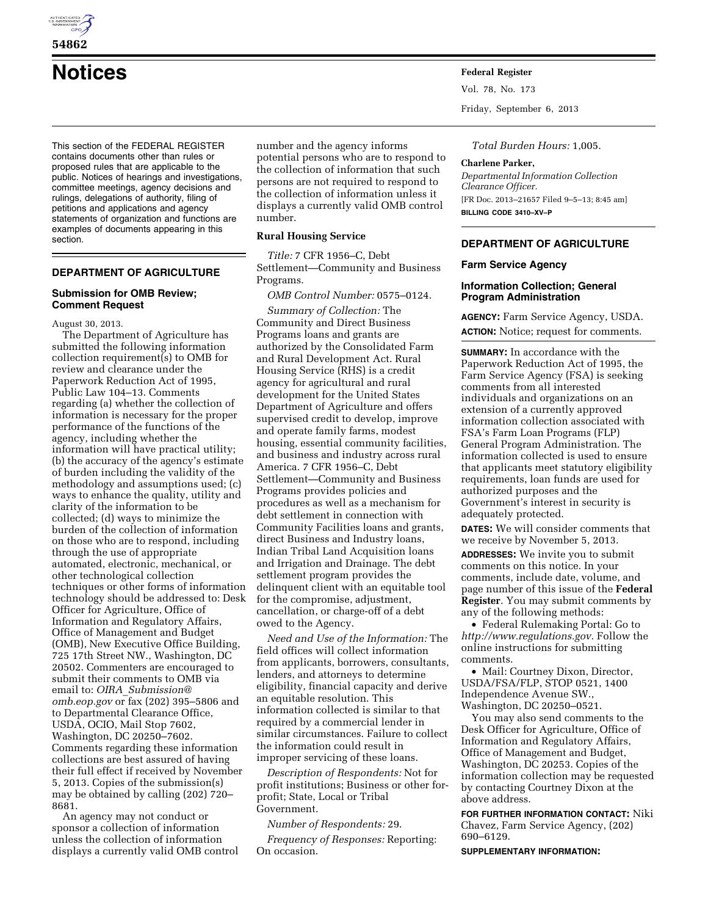# Notices

This section of the FEDERAL REGISTER contains documents other than rules or proposed rules that are applicable to the public. Notices of hearings and investigations, committee meetings, agency decisions and rulings, delegations of authority, filing of petitions and applications and agency statements of organization and functions are examples of documents appearing in this section.

## DEPARTMENT OF AGRICULTURE

### Submission for OMB Review; Comment Request

August 30, 2013.

The Department of Agriculture has submitted the following information collection requirement(s) to OMB for review and clearance under the Paperwork Reduction Act of 1995, Public Law 104–13. Comments regarding (a) whether the collection of information is necessary for the proper performance of the functions of the agency, including whether the information will have practical utility; (b) the accuracy of the agency's estimate of burden including the validity of the methodology and assumptions used; (c) ways to enhance the quality, utility and clarity of the information to be collected; (d) ways to minimize the burden of the collection of information on those who are to respond, including through the use of appropriate automated, electronic, mechanical, or other technological collection techniques or other forms of information technology should be addressed to: Desk Officer for Agriculture, Office of Information and Regulatory Affairs, Office of Management and Budget (OMB), New Executive Office Building, 725 17th Street NW., Washington, DC 20502. Commenters are encouraged to submit their comments to OMB via email to: *OIRA_Submission@omb.eop.gov* or fax (202) 395–5806 and to Departmental Clearance Office, USDA, OCIO, Mail Stop 7602, Washington, DC 20250–7602. Comments regarding these information collections are best assured of having their full effect if received by November 5, 2013. Copies of the submission(s) may be obtained by calling (202) 720–8681.

An agency may not conduct or sponsor a collection of information unless the collection of information displays a currently valid OMB control number and the agency informs potential persons who are to respond to the collection of information that such persons are not required to respond to the collection of information unless it displays a currently valid OMB control number.

**Rural Housing Service**

*Title:* 7 CFR 1956–C, Debt Settlement—Community and Business Programs.

*OMB Control Number:* 0575–0124.

*Summary of Collection:* The Community and Direct Business Programs loans and grants are authorized by the Consolidated Farm and Rural Development Act. Rural Housing Service (RHS) is a credit agency for agricultural and rural development for the United States Department of Agriculture and offers supervised credit to develop, improve and operate family farms, modest housing, essential community facilities, and business and industry across rural America. 7 CFR 1956–C, Debt Settlement—Community and Business Programs provides policies and procedures as well as a mechanism for debt settlement in connection with Community Facilities loans and grants, direct Business and Industry loans, Indian Tribal Land Acquisition loans and Irrigation and Drainage. The debt settlement program provides the delinquent client with an equitable tool for the compromise, adjustment, cancellation, or charge-off of a debt owed to the Agency.

*Need and Use of the Information:* The field offices will collect information from applicants, borrowers, consultants, lenders, and attorneys to determine eligibility, financial capacity and derive an equitable resolution. This information collected is similar to that required by a commercial lender in similar circumstances. Failure to collect the information could result in improper servicing of these loans.

*Description of Respondents:* Not for profit institutions; Business or other for-profit; State, Local or Tribal Government.

*Number of Respondents:* 29.

*Frequency of Responses:* Reporting: On occasion.

*Total Burden Hours:* 1,005.

**Charlene Parker,**

*Departmental Information Collection Clearance Officer.*

[FR Doc. 2013–21657 Filed 9–5–13; 8:45 am]

**BILLING CODE 3410–XV–P**

## DEPARTMENT OF AGRICULTURE

### Farm Service Agency

### Information Collection; General Program Administration

**AGENCY:** Farm Service Agency, USDA.

**ACTION:** Notice; request for comments.

**SUMMARY:** In accordance with the Paperwork Reduction Act of 1995, the Farm Service Agency (FSA) is seeking comments from all interested individuals and organizations on an extension of a currently approved information collection associated with FSA's Farm Loan Programs (FLP) General Program Administration. The information collected is used to ensure that applicants meet statutory eligibility requirements, loan funds are used for authorized purposes and the Government's interest in security is adequately protected.

**DATES:** We will consider comments that we receive by November 5, 2013.

**ADDRESSES:** We invite you to submit comments on this notice. In your comments, include date, volume, and page number of this issue of the **Federal Register**. You may submit comments by any of the following methods:

- Federal Rulemaking Portal: Go to *http://www.regulations.gov.* Follow the online instructions for submitting comments.
- Mail: Courtney Dixon, Director, USDA/FSA/FLP, STOP 0521, 1400 Independence Avenue SW., Washington, DC 20250–0521.

You may also send comments to the Desk Officer for Agriculture, Office of Information and Regulatory Affairs, Office of Management and Budget, Washington, DC 20253. Copies of the information collection may be requested by contacting Courtney Dixon at the above address.

**FOR FURTHER INFORMATION CONTACT:** Niki Chavez, Farm Service Agency, (202) 690–6129.

**SUPPLEMENTARY INFORMATION:**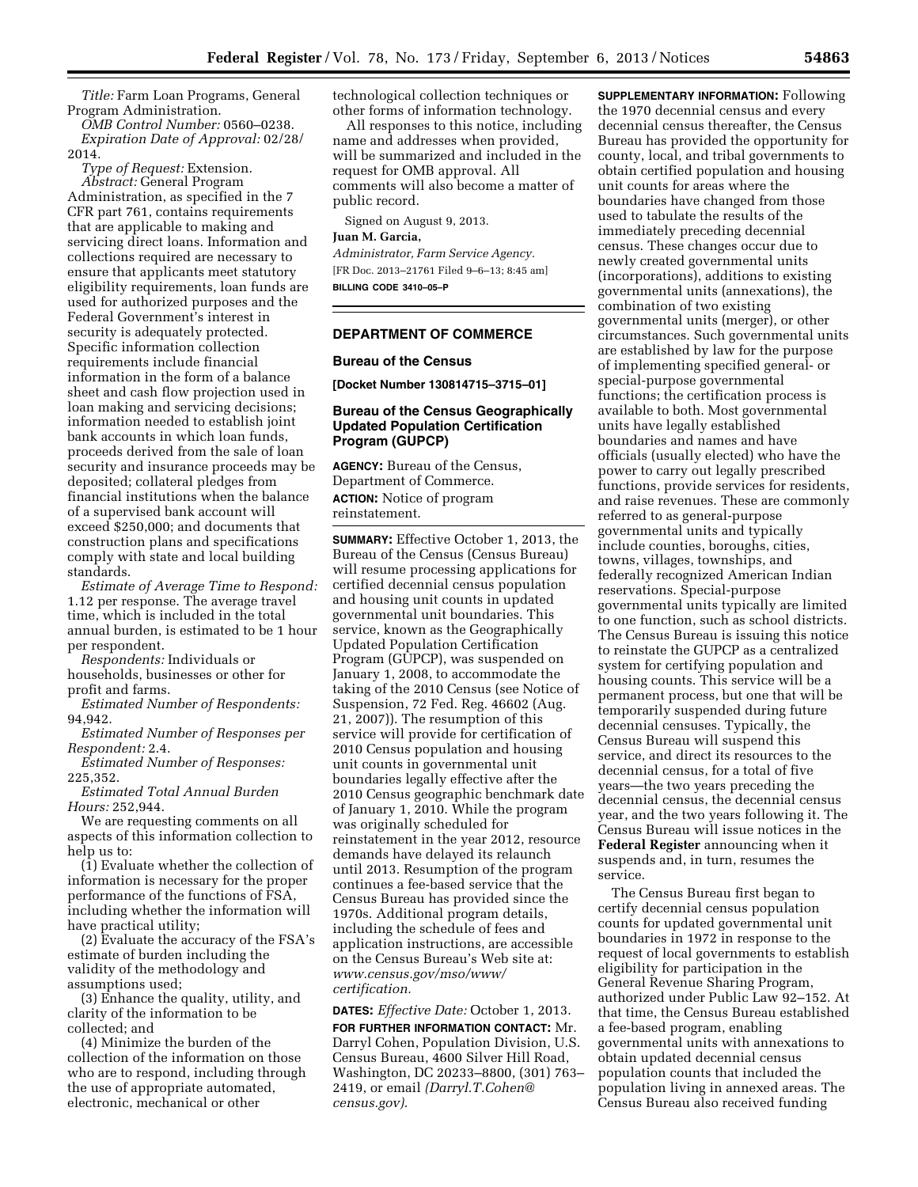*Title:* Farm Loan Programs, General Program Administration.

*OMB Control Number:* 0560–0238.

*Expiration Date of Approval:* 02/28/2014.

*Type of Request:* Extension.

*Abstract:* General Program Administration, as specified in the 7 CFR part 761, contains requirements that are applicable to making and servicing direct loans. Information and collections required are necessary to ensure that applicants meet statutory eligibility requirements, loan funds are used for authorized purposes and the Federal Government's interest in security is adequately protected. Specific information collection requirements include financial information in the form of a balance sheet and cash flow projection used in loan making and servicing decisions; information needed to establish joint bank accounts in which loan funds, proceeds derived from the sale of loan security and insurance proceeds may be deposited; collateral pledges from financial institutions when the balance of a supervised bank account will exceed $250,000; and documents that construction plans and specifications comply with state and local building standards.

*Estimate of Average Time to Respond:* 1.12 per response. The average travel time, which is included in the total annual burden, is estimated to be 1 hour per respondent.

*Respondents:* Individuals or households, businesses or other for profit and farms.

*Estimated Number of Respondents:* 94,942.

*Estimated Number of Responses per Respondent:* 2.4.

*Estimated Number of Responses:* 225,352.

*Estimated Total Annual Burden Hours:* 252,944.

We are requesting comments on all aspects of this information collection to help us to:

(1) Evaluate whether the collection of information is necessary for the proper performance of the functions of FSA, including whether the information will have practical utility;

(2) Evaluate the accuracy of the FSA's estimate of burden including the validity of the methodology and assumptions used;

(3) Enhance the quality, utility, and clarity of the information to be collected; and

(4) Minimize the burden of the collection of the information on those who are to respond, including through the use of appropriate automated, electronic, mechanical or other technological collection techniques or other forms of information technology.

All responses to this notice, including name and addresses when provided, will be summarized and included in the request for OMB approval. All comments will also become a matter of public record.

Signed on August 9, 2013.

**Juan M. Garcia,**

*Administrator, Farm Service Agency.*

[FR Doc. 2013–21761 Filed 9–6–13; 8:45 am]

**BILLING CODE 3410–05–P**

---

## DEPARTMENT OF COMMERCE

### Bureau of the Census

**[Docket Number 130814715–3715–01]**

### Bureau of the Census Geographically Updated Population Certification Program (GUPCP)

**AGENCY:** Bureau of the Census, Department of Commerce.

**ACTION:** Notice of program reinstatement.

**SUMMARY:** Effective October 1, 2013, the Bureau of the Census (Census Bureau) will resume processing applications for certified decennial census population and housing unit counts in updated governmental unit boundaries. This service, known as the Geographically Updated Population Certification Program (GUPCP), was suspended on January 1, 2008, to accommodate the taking of the 2010 Census (see Notice of Suspension, 72 Fed. Reg. 46602 (Aug. 21, 2007)). The resumption of this service will provide for certification of 2010 Census population and housing unit counts in governmental unit boundaries legally effective after the 2010 Census geographic benchmark date of January 1, 2010. While the program was originally scheduled for reinstatement in the year 2012, resource demands have delayed its relaunch until 2013. Resumption of the program continues a fee-based service that the Census Bureau has provided since the 1970s. Additional program details, including the schedule of fees and application instructions, are accessible on the Census Bureau's Web site at: *www.census.gov/mso/www/certification.*

**DATES:** *Effective Date:* October 1, 2013.

**FOR FURTHER INFORMATION CONTACT:** Mr. Darryl Cohen, Population Division, U.S. Census Bureau, 4600 Silver Hill Road, Washington, DC 20233–8800, (301) 763–2419, or email *(Darryl.T.Cohen@census.gov).*

**SUPPLEMENTARY INFORMATION:** Following the 1970 decennial census and every decennial census thereafter, the Census Bureau has provided the opportunity for county, local, and tribal governments to obtain certified population and housing unit counts for areas where the boundaries have changed from those used to tabulate the results of the immediately preceding decennial census. These changes occur due to newly created governmental units (incorporations), additions to existing governmental units (annexations), the combination of two existing governmental units (merger), or other circumstances. Such governmental units are established by law for the purpose of implementing specified general- or special-purpose governmental functions; the certification process is available to both. Most governmental units have legally established boundaries and names and have officials (usually elected) who have the power to carry out legally prescribed functions, provide services for residents, and raise revenues. These are commonly referred to as general-purpose governmental units and typically include counties, boroughs, cities, towns, villages, townships, and federally recognized American Indian reservations. Special-purpose governmental units typically are limited to one function, such as school districts. The Census Bureau is issuing this notice to reinstate the GUPCP as a centralized system for certifying population and housing counts. This service will be a permanent process, but one that will be temporarily suspended during future decennial censuses. Typically, the Census Bureau will suspend this service, and direct its resources to the decennial census, for a total of five years—the two years preceding the decennial census, the decennial census year, and the two years following it. The Census Bureau will issue notices in the **Federal Register** announcing when it suspends and, in turn, resumes the service.

The Census Bureau first began to certify decennial census population counts for updated governmental unit boundaries in 1972 in response to the request of local governments to establish eligibility for participation in the General Revenue Sharing Program, authorized under Public Law 92–152. At that time, the Census Bureau established a fee-based program, enabling governmental units with annexations to obtain updated decennial census population counts that included the population living in annexed areas. The Census Bureau also received funding